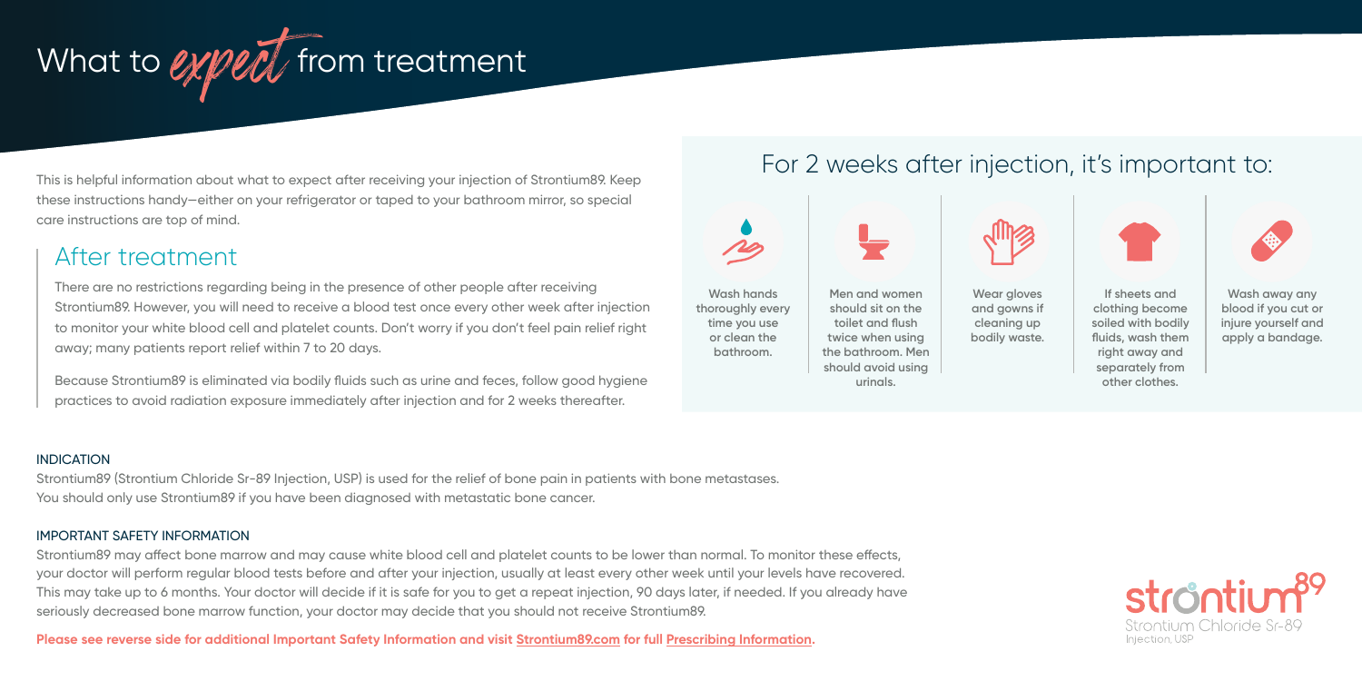# What to *expect* from treatment

This is helpful information about what to expect after receiving your injection of Strontium89. Keep these instructions handy—either on your refrigerator or taped to your bathroom mirror, so special care instructions are top of mind.

## After treatment

There are no restrictions regarding being in the presence of other people after receiving Strontium89. However, you will need to receive a blood test once every other week after injection to monitor your white blood cell and platelet counts. Don't worry if you don't feel pain relief right away; many patients report relief within 7 to 20 days.

Because Strontium89 is eliminated via bodily fluids such as urine and feces, follow good hygiene practices to avoid radiation exposure immediately after injection and for 2 weeks thereafter.

## For 2 weeks after injection, it's important to:

- **Wash hands thoroughly every time you use or clean the bathroom.**
- **Men and women should sit on the toilet and flush twice when using the bathroom. Men should avoid using urinals.**
- **Wear gloves and gowns if cleaning up bodily waste.**
- **If sheets and clothing become soiled with bodily fluids, wash them right away and separately from other clothes.**
- **Wash away any blood if you cut or injure yourself and apply a bandage.**

### INDICATION

Strontium89 (Strontium Chloride Sr-89 Injection, USP) is used for the relief of bone pain in patients with bone metastases. You should only use Strontium89 if you have been diagnosed with metastatic bone cancer.

### IMPORTANT SAFETY INFORMATION

Strontium89 may affect bone marrow and may cause white blood cell and platelet counts to be lower than normal. To monitor these effects, your doctor will perform regular blood tests before and after your injection, usually at least every other week until your levels have recovered. This may take up to 6 months. Your doctor will decide if it is safe for you to get a repeat injection, 90 days later, if needed. If you already have seriously decreased bone marrow function, your doctor may decide that you should not receive Strontium89.

**Please see reverse side for additional Important Safety Information and visit Strontium89.com for full Prescribing Information.**

strontium89
Strontium Chloride Sr-89
Injection, USP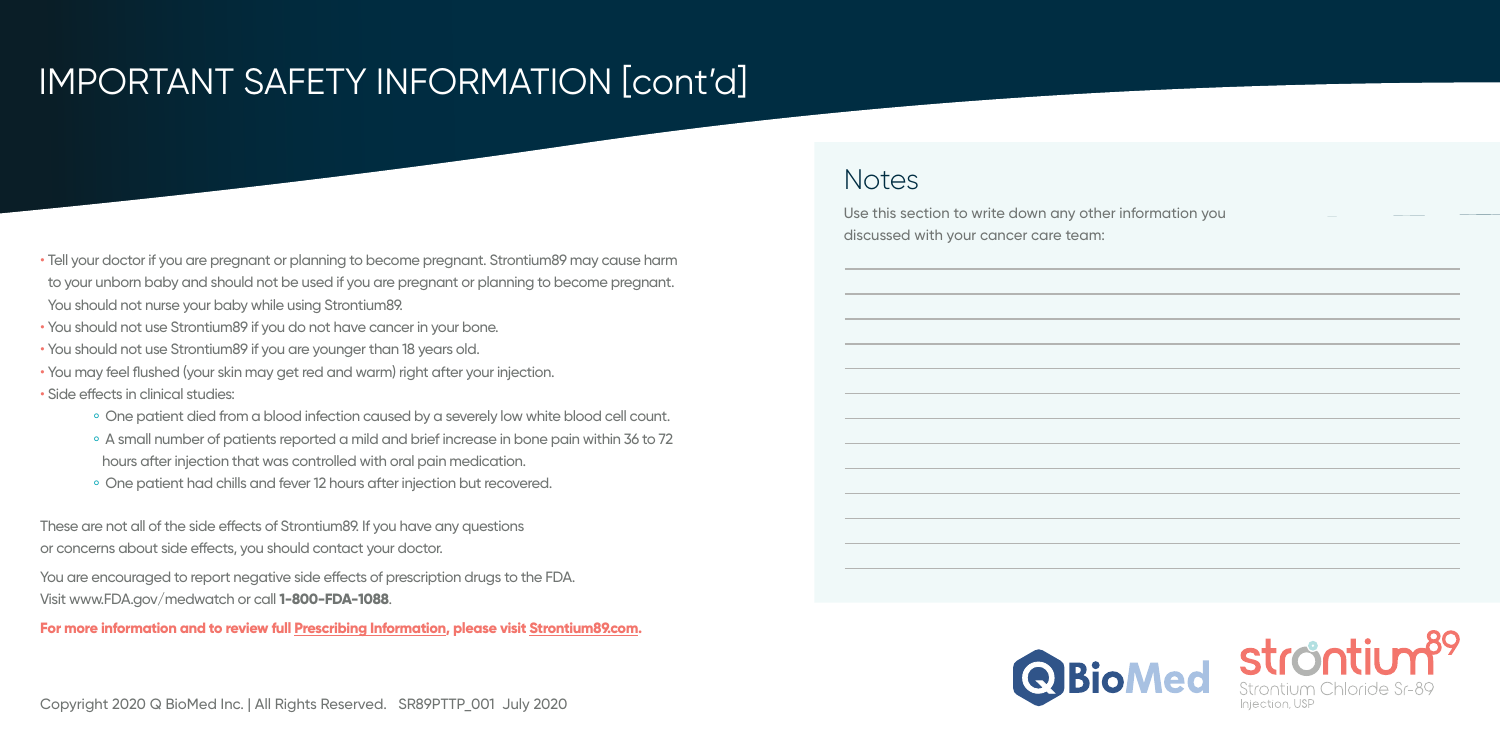# IMPORTANT SAFETY INFORMATION [cont'd]

- Tell your doctor if you are pregnant or planning to become pregnant. Strontium89 may cause harm to your unborn baby and should not be used if you are pregnant or planning to become pregnant. You should not nurse your baby while using Strontium89.
- You should not use Strontium89 if you do not have cancer in your bone.
- You should not use Strontium89 if you are younger than 18 years old.
- You may feel flushed (your skin may get red and warm) right after your injection.
- Side effects in clinical studies:
  - One patient died from a blood infection caused by a severely low white blood cell count.
  - A small number of patients reported a mild and brief increase in bone pain within 36 to 72 hours after injection that was controlled with oral pain medication.
  - One patient had chills and fever 12 hours after injection but recovered.

These are not all of the side effects of Strontium89. If you have any questions or concerns about side effects, you should contact your doctor.

You are encouraged to report negative side effects of prescription drugs to the FDA. Visit www.FDA.gov/medwatch or call **1-800-FDA-1088**.

**For more information and to review full Prescribing Information, please visit Strontium89.com.**

## Notes

Use this section to write down any other information you discussed with your cancer care team:

QBioMed

strontium89
Strontium Chloride Sr-89
Injection, USP

Copyright 2020 Q BioMed Inc. | All Rights Reserved. SR89PTTP_001 July 2020